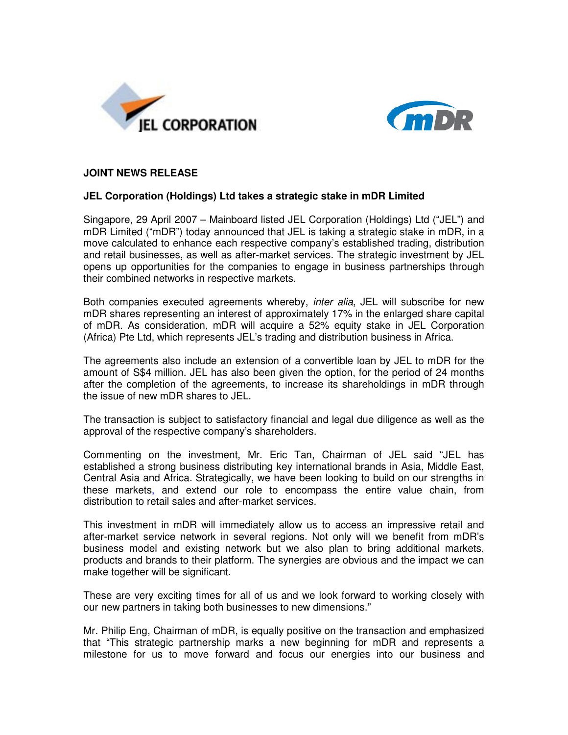JEL CORPORATION

mDR

**JOINT NEWS RELEASE**

**JEL Corporation (Holdings) Ltd takes a strategic stake in mDR Limited**

Singapore, 29 April 2007 – Mainboard listed JEL Corporation (Holdings) Ltd ("JEL") and mDR Limited ("mDR") today announced that JEL is taking a strategic stake in mDR, in a move calculated to enhance each respective company's established trading, distribution and retail businesses, as well as after-market services. The strategic investment by JEL opens up opportunities for the companies to engage in business partnerships through their combined networks in respective markets.

Both companies executed agreements whereby, *inter alia*, JEL will subscribe for new mDR shares representing an interest of approximately 17% in the enlarged share capital of mDR. As consideration, mDR will acquire a 52% equity stake in JEL Corporation (Africa) Pte Ltd, which represents JEL's trading and distribution business in Africa.

The agreements also include an extension of a convertible loan by JEL to mDR for the amount of S$4 million. JEL has also been given the option, for the period of 24 months after the completion of the agreements, to increase its shareholdings in mDR through the issue of new mDR shares to JEL.

The transaction is subject to satisfactory financial and legal due diligence as well as the approval of the respective company's shareholders.

Commenting on the investment, Mr. Eric Tan, Chairman of JEL said "JEL has established a strong business distributing key international brands in Asia, Middle East, Central Asia and Africa. Strategically, we have been looking to build on our strengths in these markets, and extend our role to encompass the entire value chain, from distribution to retail sales and after-market services.

This investment in mDR will immediately allow us to access an impressive retail and after-market service network in several regions. Not only will we benefit from mDR's business model and existing network but we also plan to bring additional markets, products and brands to their platform. The synergies are obvious and the impact we can make together will be significant.

These are very exciting times for all of us and we look forward to working closely with our new partners in taking both businesses to new dimensions."

Mr. Philip Eng, Chairman of mDR, is equally positive on the transaction and emphasized that "This strategic partnership marks a new beginning for mDR and represents a milestone for us to move forward and focus our energies into our business and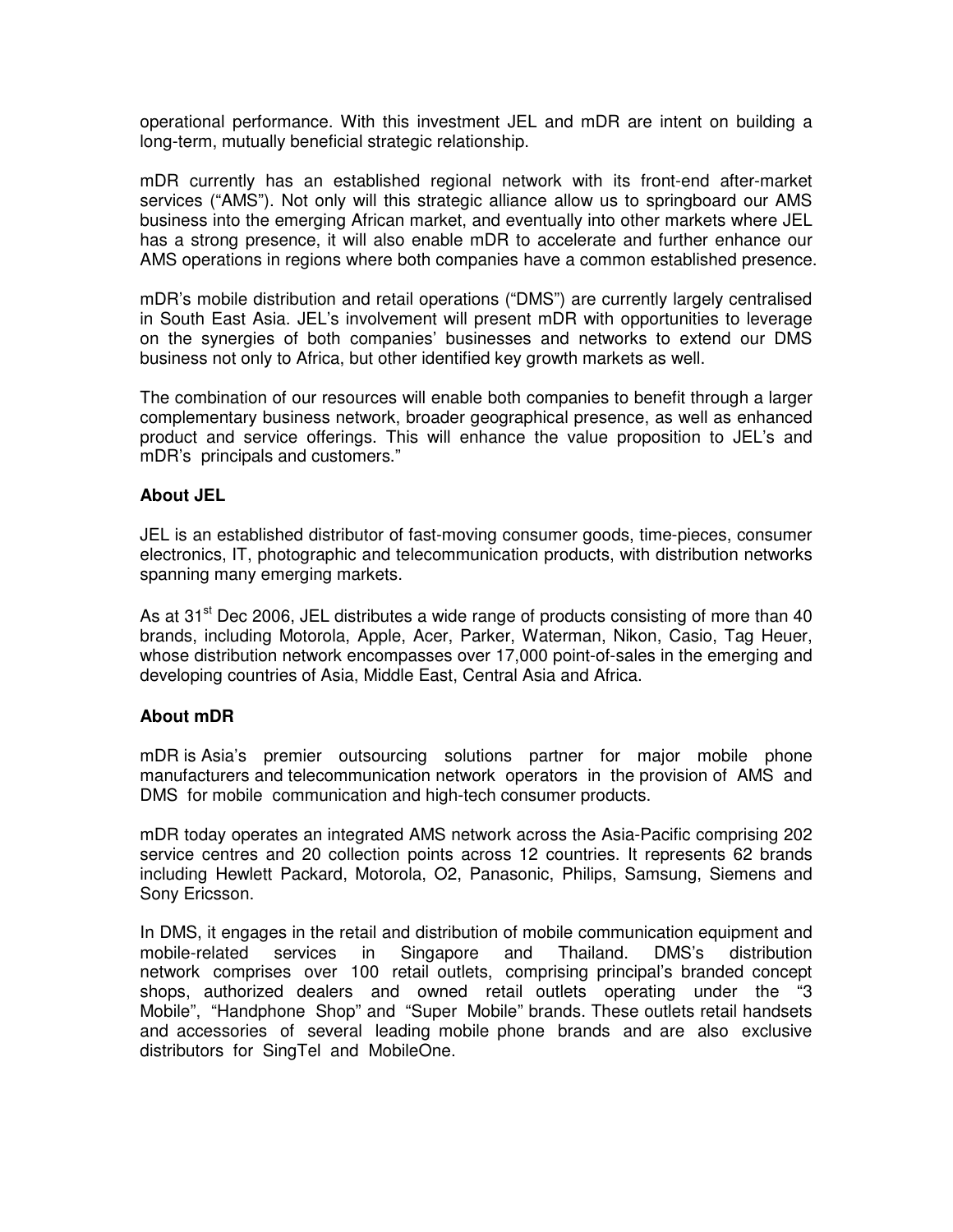operational performance. With this investment JEL and mDR are intent on building a long-term, mutually beneficial strategic relationship.

mDR currently has an established regional network with its front-end after-market services ("AMS"). Not only will this strategic alliance allow us to springboard our AMS business into the emerging African market, and eventually into other markets where JEL has a strong presence, it will also enable mDR to accelerate and further enhance our AMS operations in regions where both companies have a common established presence.

mDR's mobile distribution and retail operations ("DMS") are currently largely centralised in South East Asia. JEL's involvement will present mDR with opportunities to leverage on the synergies of both companies' businesses and networks to extend our DMS business not only to Africa, but other identified key growth markets as well.

The combination of our resources will enable both companies to benefit through a larger complementary business network, broader geographical presence, as well as enhanced product and service offerings. This will enhance the value proposition to JEL's and mDR's principals and customers."

**About JEL**

JEL is an established distributor of fast-moving consumer goods, time-pieces, consumer electronics, IT, photographic and telecommunication products, with distribution networks spanning many emerging markets.

As at 31st Dec 2006, JEL distributes a wide range of products consisting of more than 40 brands, including Motorola, Apple, Acer, Parker, Waterman, Nikon, Casio, Tag Heuer, whose distribution network encompasses over 17,000 point-of-sales in the emerging and developing countries of Asia, Middle East, Central Asia and Africa.

**About mDR**

mDR is Asia's premier outsourcing solutions partner for major mobile phone manufacturers and telecommunication network operators in the provision of AMS and DMS for mobile communication and high-tech consumer products.

mDR today operates an integrated AMS network across the Asia-Pacific comprising 202 service centres and 20 collection points across 12 countries. It represents 62 brands including Hewlett Packard, Motorola, O2, Panasonic, Philips, Samsung, Siemens and Sony Ericsson.

In DMS, it engages in the retail and distribution of mobile communication equipment and mobile-related services in Singapore and Thailand. DMS's distribution network comprises over 100 retail outlets, comprising principal's branded concept shops, authorized dealers and owned retail outlets operating under the "3 Mobile", "Handphone Shop" and "Super Mobile" brands. These outlets retail handsets and accessories of several leading mobile phone brands and are also exclusive distributors for SingTel and MobileOne.